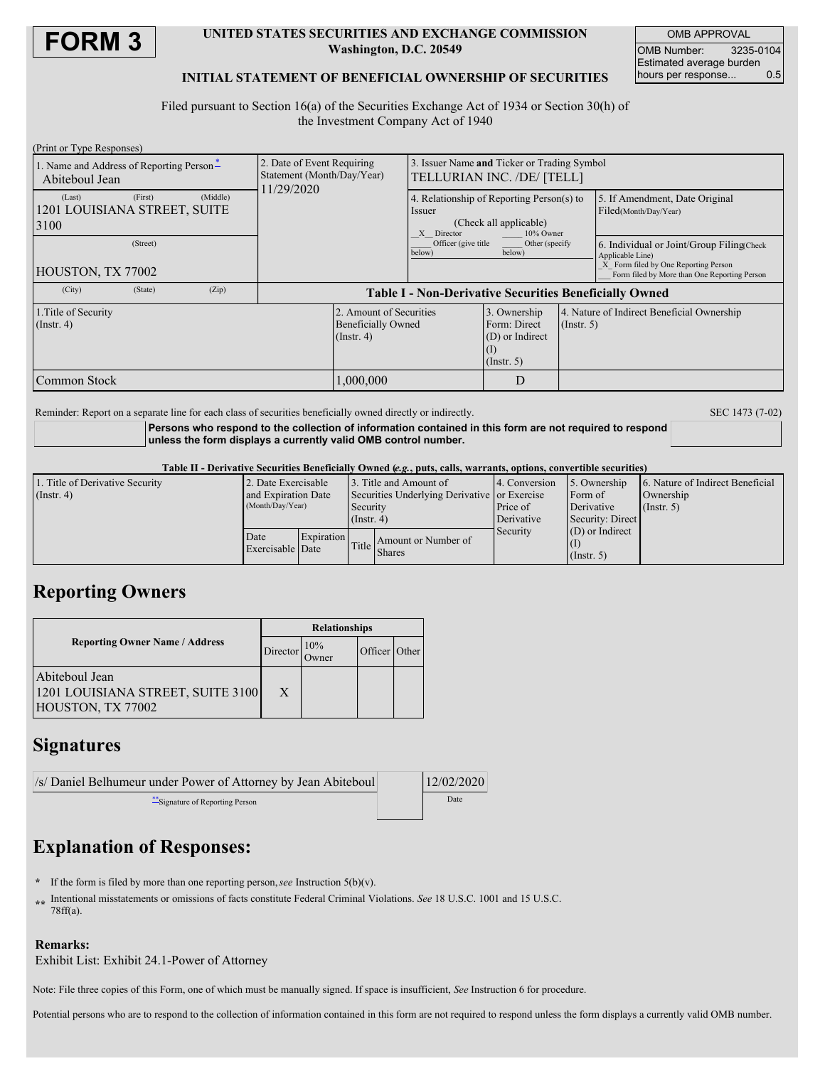# FORM 3

**UNITED STATES SECURITIES AND EXCHANGE COMMISSION**
**Washington, D.C. 20549**

**INITIAL STATEMENT OF BENEFICIAL OWNERSHIP OF SECURITIES**

| OMB APPROVAL | |
|---|---|
| OMB Number: | 3235-0104 |
| Estimated average burden hours per response... | 0.5 |

Filed pursuant to Section 16(a) of the Securities Exchange Act of 1934 or Section 30(h) of the Investment Company Act of 1940

(Print or Type Responses)

| 1. Name and Address of Reporting Person* | 2. Date of Event Requiring Statement (Month/Day/Year) | 3. Issuer Name and Ticker or Trading Symbol |
|---|---|---|
| Abiteboul Jean<br>(Last) (First) (Middle)<br>1201 LOUISIANA STREET, SUITE 3100<br>(Street)<br>HOUSTON, TX 77002<br>(City) (State) (Zip) | 11/29/2020 | TELLURIAN INC. /DE/ [TELL] |

| 4. Relationship of Reporting Person(s) to Issuer (Check all applicable) | 5. If Amendment, Date Original Filed(Month/Day/Year) | 6. Individual or Joint/Group Filing(Check Applicable Line) |
|---|---|---|
| \_X\_ Director<br>\_\_\_\_ 10% Owner<br>\_\_\_\_ Officer (give title below)<br>\_\_\_\_ Other (specify below) | | \_X\_ Form filed by One Reporting Person<br>\_\_\_ Form filed by More than One Reporting Person |

**Table I - Non-Derivative Securities Beneficially Owned**

| 1.Title of Security (Instr. 4) | 2. Amount of Securities Beneficially Owned (Instr. 4) | 3. Ownership Form: Direct (D) or Indirect (I) (Instr. 5) | 4. Nature of Indirect Beneficial Ownership (Instr. 5) |
|---|---|---|---|
| Common Stock | 1,000,000 | D | |

Reminder: Report on a separate line for each class of securities beneficially owned directly or indirectly.

SEC 1473 (7-02)

**Persons who respond to the collection of information contained in this form are not required to respond unless the form displays a currently valid OMB control number.**

**Table II - Derivative Securities Beneficially Owned (*e.g.*, puts, calls, warrants, options, convertible securities)**

| 1. Title of Derivative Security (Instr. 4) | 2. Date Exercisable and Expiration Date (Month/Day/Year) | | 3. Title and Amount of Securities Underlying Derivative Security (Instr. 4) | | 4. Conversion or Exercise Price of Derivative Security | 5. Ownership Form of Derivative Security: Direct (D) or Indirect (I) (Instr. 5) | 6. Nature of Indirect Beneficial Ownership (Instr. 5) |
|---|---|---|---|---|---|---|---|
| | Date Exercisable | Expiration Date | Title | Amount or Number of Shares | | | |

## Reporting Owners

| Reporting Owner Name / Address | Relationships | | | |
|---|---|---|---|---|
| | Director | 10% Owner | Officer | Other |
| Abiteboul Jean<br>1201 LOUISIANA STREET, SUITE 3100<br>HOUSTON, TX 77002 | X | | | |

## Signatures

| /s/ Daniel Belhumeur under Power of Attorney by Jean Abiteboul | 12/02/2020 |
|---|---|
| **Signature of Reporting Person | Date |

## Explanation of Responses:

\* If the form is filed by more than one reporting person, *see* Instruction 5(b)(v).

\*\* Intentional misstatements or omissions of facts constitute Federal Criminal Violations. *See* 18 U.S.C. 1001 and 15 U.S.C. 78ff(a).

**Remarks:**
Exhibit List: Exhibit 24.1-Power of Attorney

Note: File three copies of this Form, one of which must be manually signed. If space is insufficient, *See* Instruction 6 for procedure.

Potential persons who are to respond to the collection of information contained in this form are not required to respond unless the form displays a currently valid OMB number.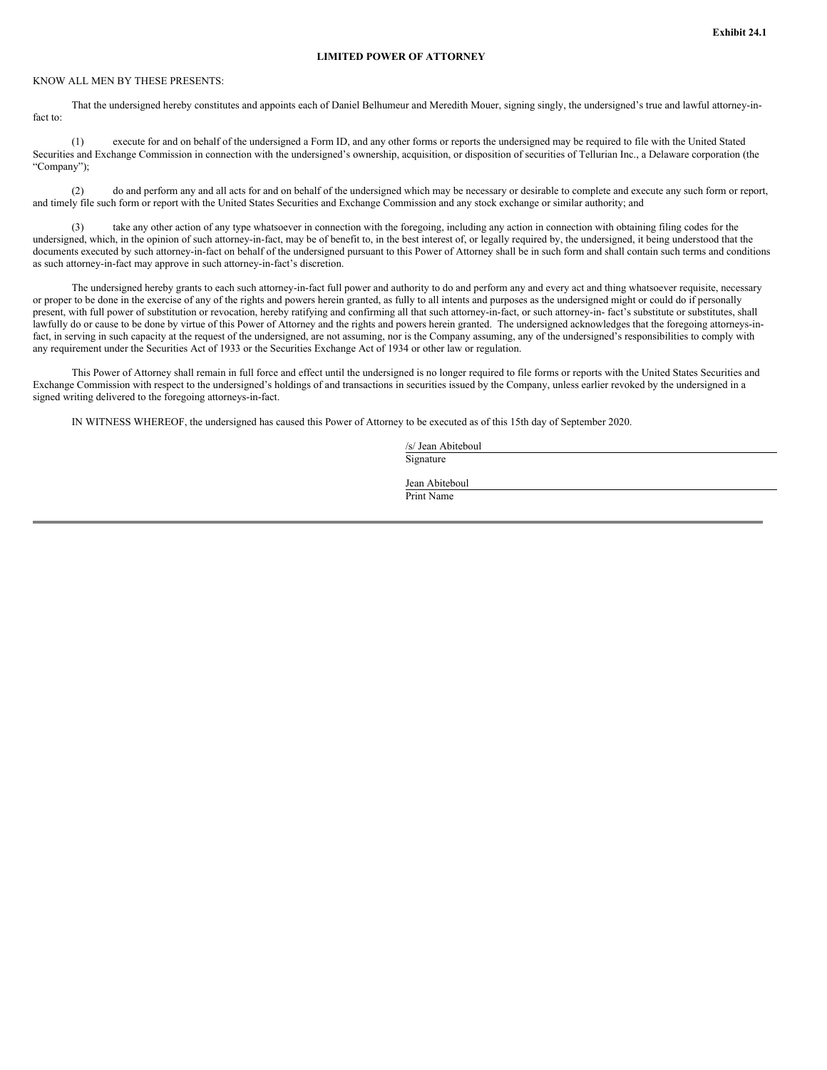Exhibit 24.1

**LIMITED POWER OF ATTORNEY**

KNOW ALL MEN BY THESE PRESENTS:

That the undersigned hereby constitutes and appoints each of Daniel Belhumeur and Meredith Mouer, signing singly, the undersigned's true and lawful attorney-in-fact to:

(1) execute for and on behalf of the undersigned a Form ID, and any other forms or reports the undersigned may be required to file with the United Stated Securities and Exchange Commission in connection with the undersigned's ownership, acquisition, or disposition of securities of Tellurian Inc., a Delaware corporation (the "Company");

(2) do and perform any and all acts for and on behalf of the undersigned which may be necessary or desirable to complete and execute any such form or report, and timely file such form or report with the United States Securities and Exchange Commission and any stock exchange or similar authority; and

(3) take any other action of any type whatsoever in connection with the foregoing, including any action in connection with obtaining filing codes for the undersigned, which, in the opinion of such attorney-in-fact, may be of benefit to, in the best interest of, or legally required by, the undersigned, it being understood that the documents executed by such attorney-in-fact on behalf of the undersigned pursuant to this Power of Attorney shall be in such form and shall contain such terms and conditions as such attorney-in-fact may approve in such attorney-in-fact's discretion.

The undersigned hereby grants to each such attorney-in-fact full power and authority to do and perform any and every act and thing whatsoever requisite, necessary or proper to be done in the exercise of any of the rights and powers herein granted, as fully to all intents and purposes as the undersigned might or could do if personally present, with full power of substitution or revocation, hereby ratifying and confirming all that such attorney-in-fact, or such attorney-in- fact's substitute or substitutes, shall lawfully do or cause to be done by virtue of this Power of Attorney and the rights and powers herein granted. The undersigned acknowledges that the foregoing attorneys-in-fact, in serving in such capacity at the request of the undersigned, are not assuming, nor is the Company assuming, any of the undersigned's responsibilities to comply with any requirement under the Securities Act of 1933 or the Securities Exchange Act of 1934 or other law or regulation.

This Power of Attorney shall remain in full force and effect until the undersigned is no longer required to file forms or reports with the United States Securities and Exchange Commission with respect to the undersigned's holdings of and transactions in securities issued by the Company, unless earlier revoked by the undersigned in a signed writing delivered to the foregoing attorneys-in-fact.

IN WITNESS WHEREOF, the undersigned has caused this Power of Attorney to be executed as of this 15th day of September 2020.

/s/ Jean Abiteboul
Signature

Jean Abiteboul
Print Name